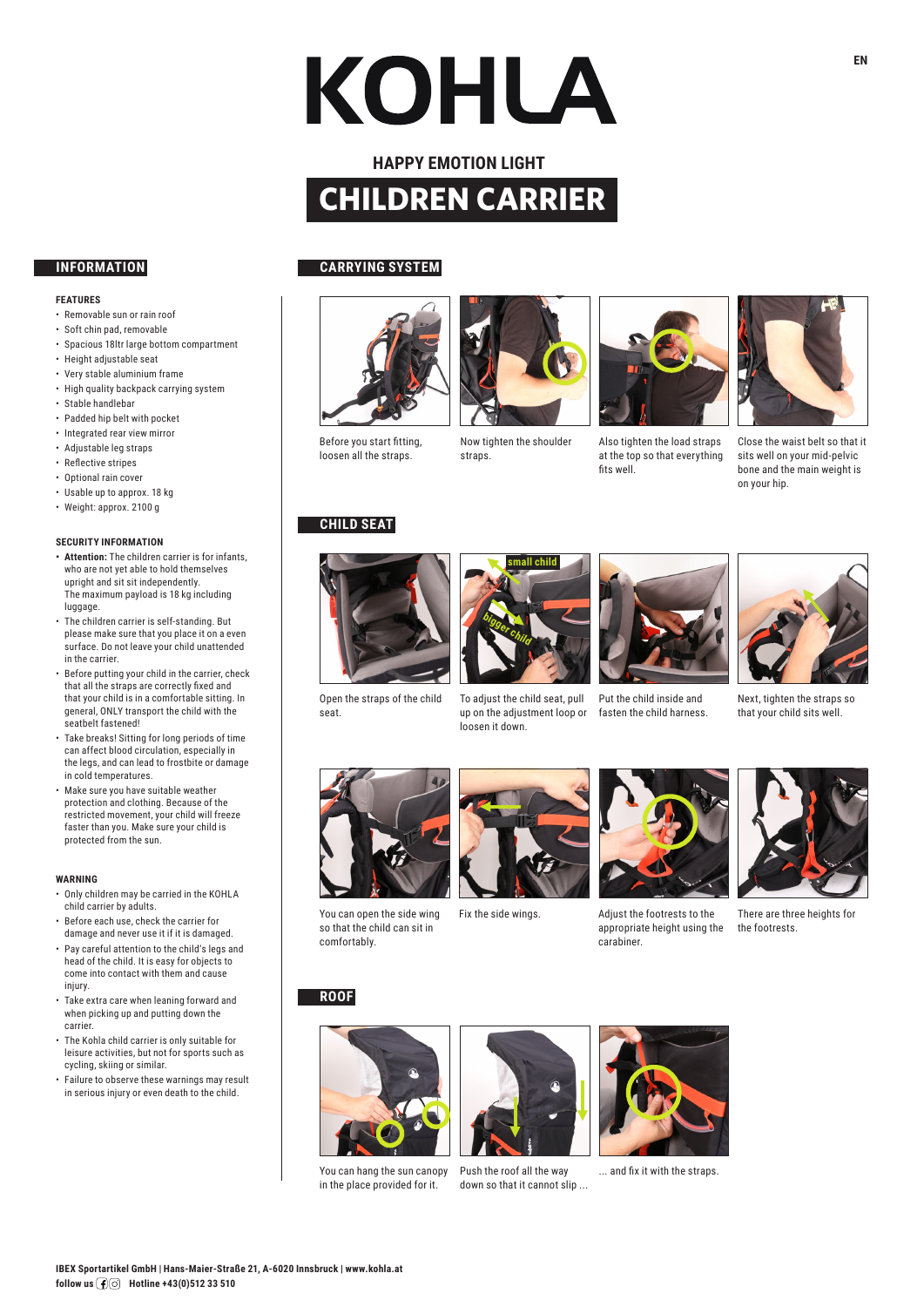# KOHLA

## HAPPY EMOTION LIGHT

# CHILDREN CARRIER

## INFORMATION

### FEATURES

- Removable sun or rain roof
- Soft chin pad, removable
- Spacious 18ltr large bottom compartment
- Height adjustable seat
- Very stable aluminium frame
- High quality backpack carrying system
- Stable handlebar
- Padded hip belt with pocket
- Integrated rear view mirror
- Adjustable leg straps
- Reflective stripes
- Optional rain cover
- Usable up to approx. 18 kg
- Weight: approx. 2100 g

### SECURITY INFORMATION

- **Attention:** The children carrier is for infants, who are not yet able to hold themselves upright and sit sit independently. The maximum payload is 18 kg including luggage.
- The children carrier is self-standing. But please make sure that you place it on a even surface. Do not leave your child unattended in the carrier.
- Before putting your child in the carrier, check that all the straps are correctly fixed and that your child is in a comfortable sitting. In general, ONLY transport the child with the seatbelt fastened!
- Take breaks! Sitting for long periods of time can affect blood circulation, especially in the legs, and can lead to frostbite or damage in cold temperatures.
- Make sure you have suitable weather protection and clothing. Because of the restricted movement, your child will freeze faster than you. Make sure your child is protected from the sun.

### WARNING

- Only children may be carried in the KOHLA child carrier by adults.
- Before each use, check the carrier for damage and never use it if it is damaged.
- Pay careful attention to the child's legs and head of the child. It is easy for objects to come into contact with them and cause injury.
- Take extra care when leaning forward and when picking up and putting down the carrier.
- The Kohla child carrier is only suitable for leisure activities, but not for sports such as cycling, skiing or similar.
- Failure to observe these warnings may result in serious injury or even death to the child.

## CARRYING SYSTEM

Before you start fitting, loosen all the straps.

Now tighten the shoulder straps.

Also tighten the load straps at the top so that everything fits well.

Close the waist belt so that it sits well on your mid-pelvic bone and the main weight is on your hip.

## CHILD SEAT

Open the straps of the child seat.

To adjust the child seat, pull up on the adjustment loop or loosen it down.

Put the child inside and fasten the child harness.

Next, tighten the straps so that your child sits well.

You can open the side wing so that the child can sit in comfortably.

Fix the side wings.

Adjust the footrests to the appropriate height using the carabiner.

There are three heights for the footrests.

## ROOF

You can hang the sun canopy in the place provided for it.

Push the roof all the way down so that it cannot slip ...

... and fix it with the straps.

**IBEX Sportartikel GmbH | Hans-Maier-Straße 21, A-6020 Innsbruck | www.kohla.at**
**follow us Hotline +43(0)512 33 510**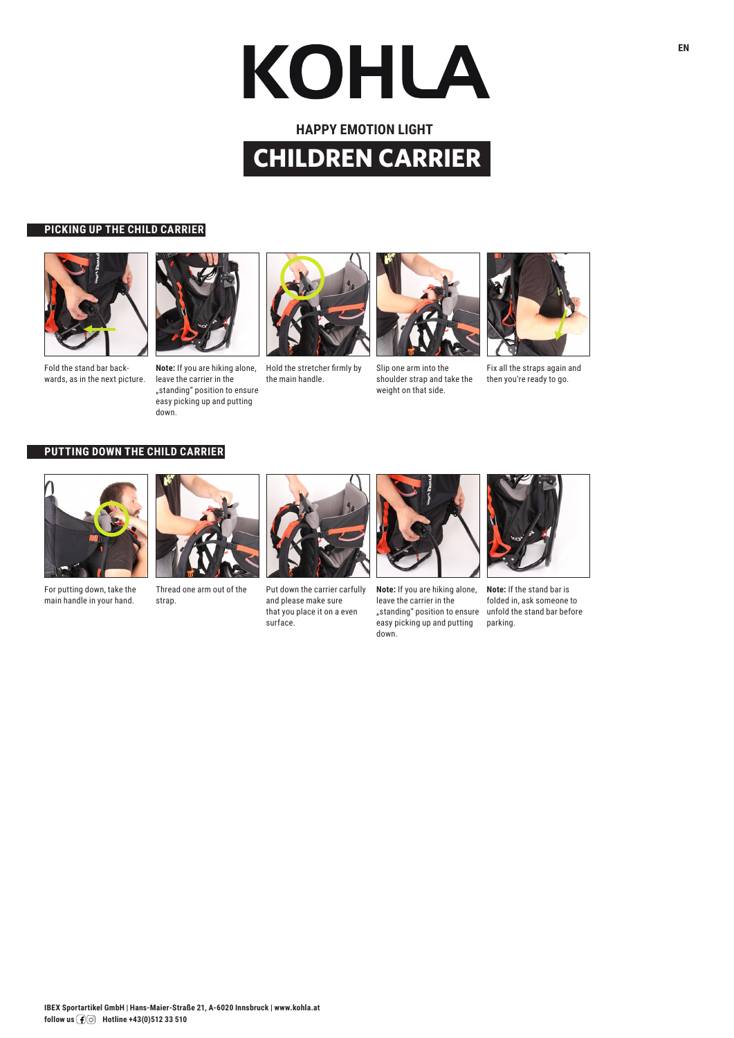# KOHLA

## HAPPY EMOTION LIGHT

## CHILDREN CARRIER

EN

### PICKING UP THE CHILD CARRIER

Fold the stand bar back­wards, as in the next picture.

**Note:** If you are hiking alone, leave the carrier in the „standing" position to ensure easy picking up and putting down.

Hold the stretcher firmly by the main handle.

Slip one arm into the shoulder strap and take the weight on that side.

Fix all the straps again and then you're ready to go.

### PUTTING DOWN THE CHILD CARRIER

For putting down, take the main handle in your hand.

Thread one arm out of the strap.

Put down the carrier carfully and please make sure that you place it on a even surface.

**Note:** If you are hiking alone, leave the carrier in the „standing" position to ensure easy picking up and putting down.

**Note:** If the stand bar is folded in, ask someone to unfold the stand bar before parking.

**IBEX Sportartikel GmbH | Hans-Maier-Straße 21, A-6020 Innsbruck | www.kohla.at**
**follow us Hotline +43(0)512 33 510**